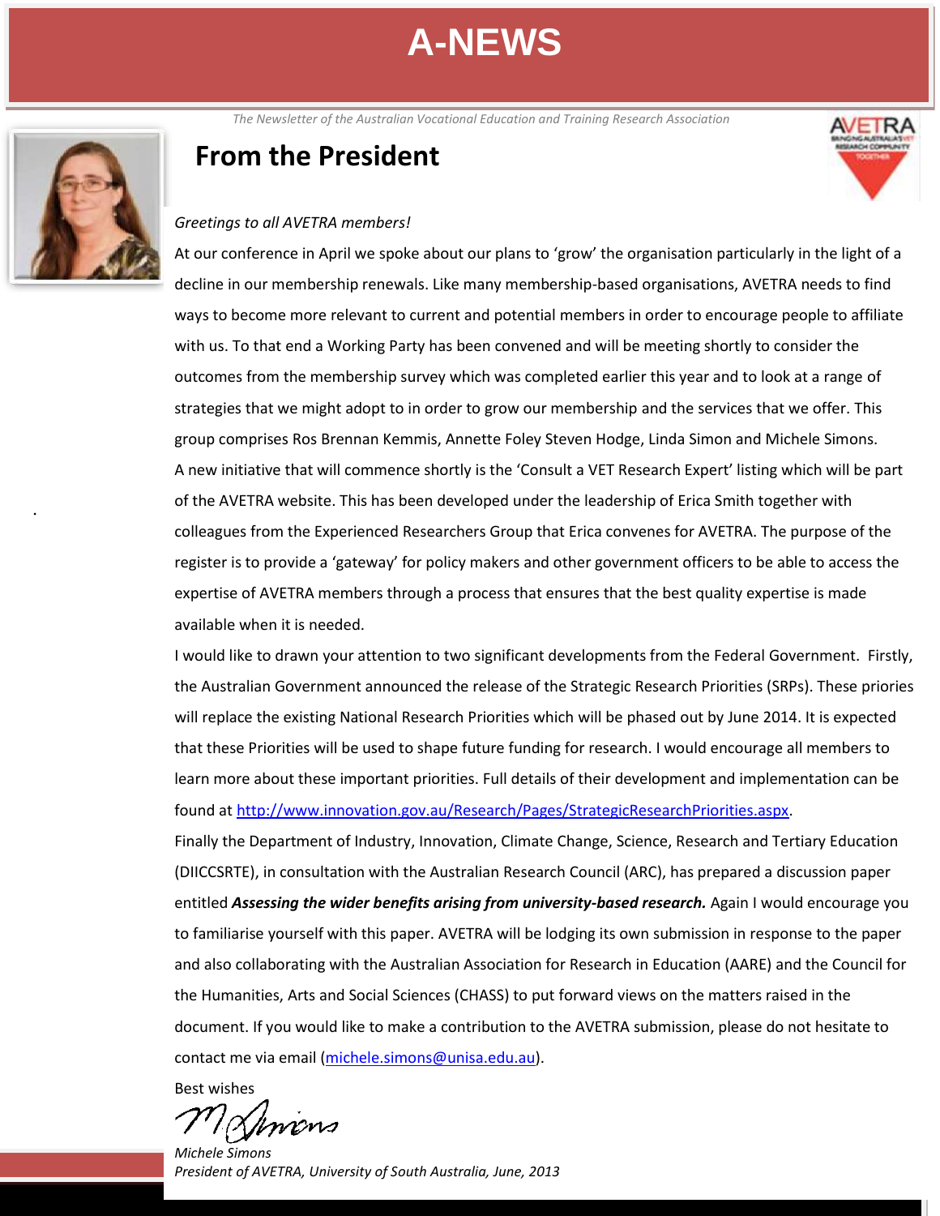# A-NEWS

*The Newsletter of the Australian Vocational Education and Training Research Association*

## From the President

*Greetings to all AVETRA members!*

At our conference in April we spoke about our plans to 'grow' the organisation particularly in the light of a decline in our membership renewals. Like many membership-based organisations, AVETRA needs to find ways to become more relevant to current and potential members in order to encourage people to affiliate with us. To that end a Working Party has been convened and will be meeting shortly to consider the outcomes from the membership survey which was completed earlier this year and to look at a range of strategies that we might adopt to in order to grow our membership and the services that we offer. This group comprises Ros Brennan Kemmis, Annette Foley Steven Hodge, Linda Simon and Michele Simons.

A new initiative that will commence shortly is the 'Consult a VET Research Expert' listing which will be part of the AVETRA website. This has been developed under the leadership of Erica Smith together with colleagues from the Experienced Researchers Group that Erica convenes for AVETRA. The purpose of the register is to provide a 'gateway' for policy makers and other government officers to be able to access the expertise of AVETRA members through a process that ensures that the best quality expertise is made available when it is needed.

I would like to drawn your attention to two significant developments from the Federal Government. Firstly, the Australian Government announced the release of the Strategic Research Priorities (SRPs). These priories will replace the existing National Research Priorities which will be phased out by June 2014. It is expected that these Priorities will be used to shape future funding for research. I would encourage all members to learn more about these important priorities. Full details of their development and implementation can be found at http://www.innovation.gov.au/Research/Pages/StrategicResearchPriorities.aspx.

Finally the Department of Industry, Innovation, Climate Change, Science, Research and Tertiary Education (DIICCSRTE), in consultation with the Australian Research Council (ARC), has prepared a discussion paper entitled ***Assessing the wider benefits arising from university-based research.*** Again I would encourage you to familiarise yourself with this paper. AVETRA will be lodging its own submission in response to the paper and also collaborating with the Australian Association for Research in Education (AARE) and the Council for the Humanities, Arts and Social Sciences (CHASS) to put forward views on the matters raised in the document. If you would like to make a contribution to the AVETRA submission, please do not hesitate to contact me via email (michele.simons@unisa.edu.au).

Best wishes

*Michele Simons*
*President of AVETRA, University of South Australia, June, 2013*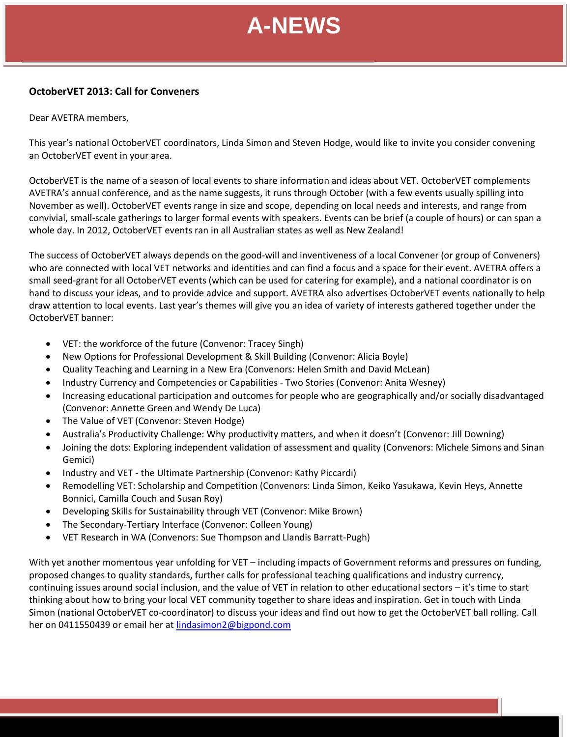## OctoberVET 2013: Call for Conveners

Dear AVETRA members,

This year's national OctoberVET coordinators, Linda Simon and Steven Hodge, would like to invite you consider convening an OctoberVET event in your area.

OctoberVET is the name of a season of local events to share information and ideas about VET. OctoberVET complements AVETRA's annual conference, and as the name suggests, it runs through October (with a few events usually spilling into November as well). OctoberVET events range in size and scope, depending on local needs and interests, and range from convivial, small-scale gatherings to larger formal events with speakers. Events can be brief (a couple of hours) or can span a whole day. In 2012, OctoberVET events ran in all Australian states as well as New Zealand!

The success of OctoberVET always depends on the good-will and inventiveness of a local Convener (or group of Conveners) who are connected with local VET networks and identities and can find a focus and a space for their event. AVETRA offers a small seed-grant for all OctoberVET events (which can be used for catering for example), and a national coordinator is on hand to discuss your ideas, and to provide advice and support. AVETRA also advertises OctoberVET events nationally to help draw attention to local events. Last year's themes will give you an idea of variety of interests gathered together under the OctoberVET banner:

- VET: the workforce of the future (Convenor: Tracey Singh)
- New Options for Professional Development & Skill Building (Convenor: Alicia Boyle)
- Quality Teaching and Learning in a New Era (Convenors: Helen Smith and David McLean)
- Industry Currency and Competencies or Capabilities - Two Stories (Convenor: Anita Wesney)
- Increasing educational participation and outcomes for people who are geographically and/or socially disadvantaged (Convenor: Annette Green and Wendy De Luca)
- The Value of VET (Convenor: Steven Hodge)
- Australia's Productivity Challenge: Why productivity matters, and when it doesn't (Convenor: Jill Downing)
- Joining the dots: Exploring independent validation of assessment and quality (Convenors: Michele Simons and Sinan Gemici)
- Industry and VET - the Ultimate Partnership (Convenor: Kathy Piccardi)
- Remodelling VET: Scholarship and Competition (Convenors: Linda Simon, Keiko Yasukawa, Kevin Heys, Annette Bonnici, Camilla Couch and Susan Roy)
- Developing Skills for Sustainability through VET (Convenor: Mike Brown)
- The Secondary-Tertiary Interface (Convenor: Colleen Young)
- VET Research in WA (Convenors: Sue Thompson and Llandis Barratt-Pugh)

With yet another momentous year unfolding for VET – including impacts of Government reforms and pressures on funding, proposed changes to quality standards, further calls for professional teaching qualifications and industry currency, continuing issues around social inclusion, and the value of VET in relation to other educational sectors – it's time to start thinking about how to bring your local VET community together to share ideas and inspiration. Get in touch with Linda Simon (national OctoberVET co-coordinator) to discuss your ideas and find out how to get the OctoberVET ball rolling. Call her on 0411550439 or email her at lindasimon2@bigpond.com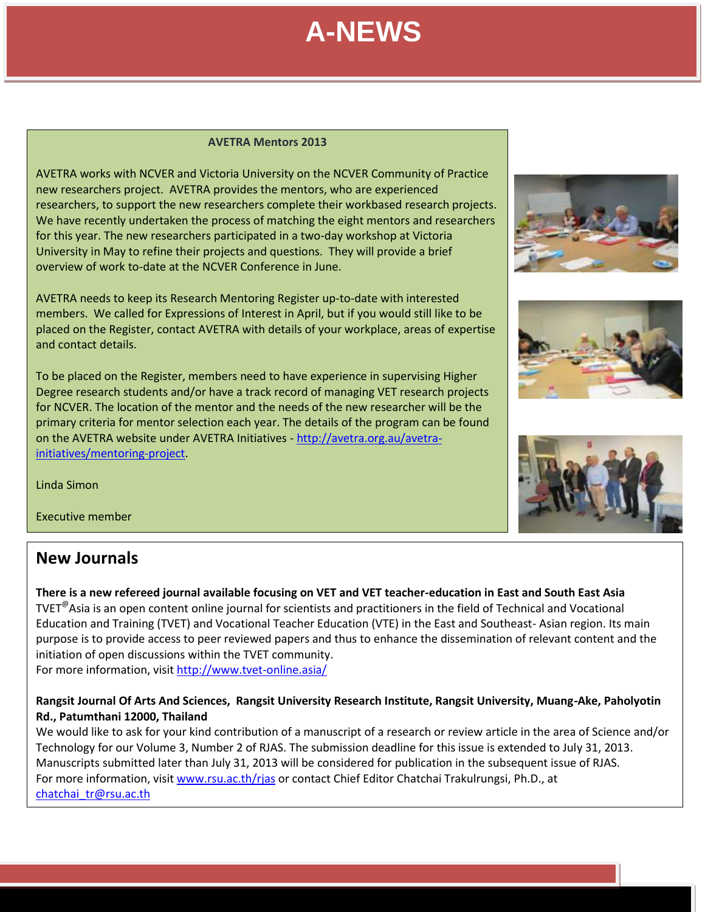# A-NEWS

**AVETRA Mentors 2013**

AVETRA works with NCVER and Victoria University on the NCVER Community of Practice new researchers project. AVETRA provides the mentors, who are experienced researchers, to support the new researchers complete their workbased research projects. We have recently undertaken the process of matching the eight mentors and researchers for this year. The new researchers participated in a two-day workshop at Victoria University in May to refine their projects and questions. They will provide a brief overview of work to-date at the NCVER Conference in June.

AVETRA needs to keep its Research Mentoring Register up-to-date with interested members. We called for Expressions of Interest in April, but if you would still like to be placed on the Register, contact AVETRA with details of your workplace, areas of expertise and contact details.

To be placed on the Register, members need to have experience in supervising Higher Degree research students and/or have a track record of managing VET research projects for NCVER. The location of the mentor and the needs of the new researcher will be the primary criteria for mentor selection each year. The details of the program can be found on the AVETRA website under AVETRA Initiatives - http://avetra.org.au/avetra-initiatives/mentoring-project.

Linda Simon

Executive member

## New Journals

**There is a new refereed journal available focusing on VET and VET teacher-education in East and South East Asia**
TVET®Asia is an open content online journal for scientists and practitioners in the field of Technical and Vocational Education and Training (TVET) and Vocational Teacher Education (VTE) in the East and Southeast- Asian region. Its main purpose is to provide access to peer reviewed papers and thus to enhance the dissemination of relevant content and the initiation of open discussions within the TVET community.
For more information, visit http://www.tvet-online.asia/

**Rangsit Journal Of Arts And Sciences, Rangsit University Research Institute, Rangsit University, Muang-Ake, Paholyotin Rd., Patumthani 12000, Thailand**
We would like to ask for your kind contribution of a manuscript of a research or review article in the area of Science and/or Technology for our Volume 3, Number 2 of RJAS. The submission deadline for this issue is extended to July 31, 2013. Manuscripts submitted later than July 31, 2013 will be considered for publication in the subsequent issue of RJAS.
For more information, visit www.rsu.ac.th/rjas or contact Chief Editor Chatchai Trakulrungsi, Ph.D., at chatchai_tr@rsu.ac.th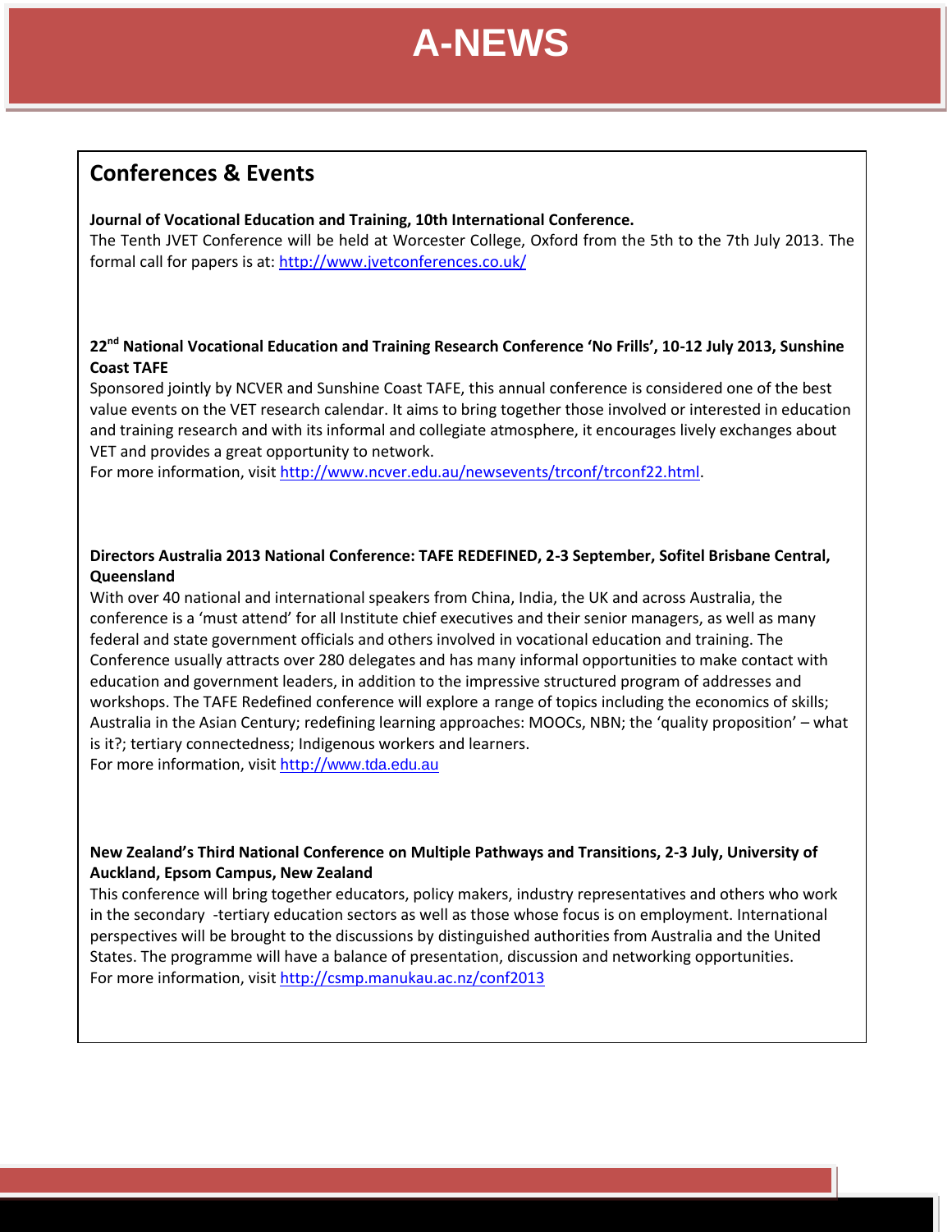## Conferences & Events

**Journal of Vocational Education and Training, 10th International Conference.**

The Tenth JVET Conference will be held at Worcester College, Oxford from the 5th to the 7th July 2013. The formal call for papers is at: http://www.jvetconferences.co.uk/

**22nd National Vocational Education and Training Research Conference 'No Frills', 10-12 July 2013, Sunshine Coast TAFE**

Sponsored jointly by NCVER and Sunshine Coast TAFE, this annual conference is considered one of the best value events on the VET research calendar. It aims to bring together those involved or interested in education and training research and with its informal and collegiate atmosphere, it encourages lively exchanges about VET and provides a great opportunity to network.

For more information, visit http://www.ncver.edu.au/newsevents/trconf/trconf22.html.

**Directors Australia 2013 National Conference: TAFE REDEFINED, 2-3 September, Sofitel Brisbane Central, Queensland**

With over 40 national and international speakers from China, India, the UK and across Australia, the conference is a 'must attend' for all Institute chief executives and their senior managers, as well as many federal and state government officials and others involved in vocational education and training. The Conference usually attracts over 280 delegates and has many informal opportunities to make contact with education and government leaders, in addition to the impressive structured program of addresses and workshops. The TAFE Redefined conference will explore a range of topics including the economics of skills; Australia in the Asian Century; redefining learning approaches: MOOCs, NBN; the 'quality proposition' – what is it?; tertiary connectedness; Indigenous workers and learners.

For more information, visit http://www.tda.edu.au

**New Zealand's Third National Conference on Multiple Pathways and Transitions, 2-3 July, University of Auckland, Epsom Campus, New Zealand**

This conference will bring together educators, policy makers, industry representatives and others who work in the secondary -tertiary education sectors as well as those whose focus is on employment. International perspectives will be brought to the discussions by distinguished authorities from Australia and the United States. The programme will have a balance of presentation, discussion and networking opportunities.

For more information, visit http://csmp.manukau.ac.nz/conf2013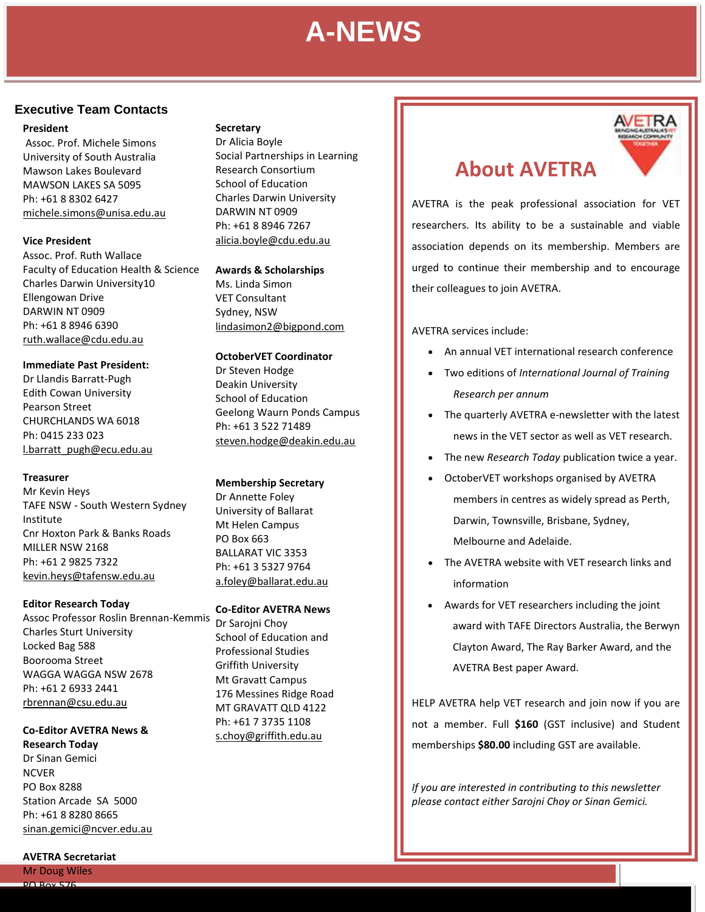# A-NEWS

## Executive Team Contacts

**President**
Assoc. Prof. Michele Simons
University of South Australia
Mawson Lakes Boulevard
MAWSON LAKES SA 5095
Ph: +61 8 8302 6427
michele.simons@unisa.edu.au

**Vice President**
Assoc. Prof. Ruth Wallace
Faculty of Education Health & Science
Charles Darwin University10
Ellengowan Drive
DARWIN NT 0909
Ph: +61 8 8946 6390
ruth.wallace@cdu.edu.au

**Immediate Past President:**
Dr Llandis Barratt-Pugh
Edith Cowan University
Pearson Street
CHURCHLANDS WA 6018
Ph: 0415 233 023
l.barratt_pugh@ecu.edu.au

**Treasurer**
Mr Kevin Heys
TAFE NSW - South Western Sydney Institute
Cnr Hoxton Park & Banks Roads
MILLER NSW 2168
Ph: +61 2 9825 7322
kevin.heys@tafensw.edu.au

**Editor Research Today**
Assoc Professor Roslin Brennan-Kemmis
Charles Sturt University
Locked Bag 588
Boorooma Street
WAGGA WAGGA NSW 2678
Ph: +61 2 6933 2441
rbrennan@csu.edu.au

**Co-Editor AVETRA News & Research Today**
Dr Sinan Gemici
NCVER
PO Box 8288
Station Arcade SA 5000
Ph: +61 8 8280 8665
sinan.gemici@ncver.edu.au

**AVETRA Secretariat**
Mr Doug Wiles
PO Box 576

**Secretary**
Dr Alicia Boyle
Social Partnerships in Learning Research Consortium
School of Education
Charles Darwin University
DARWIN NT 0909
Ph: +61 8 8946 7267
alicia.boyle@cdu.edu.au

**Awards & Scholarships**
Ms. Linda Simon
VET Consultant
Sydney, NSW
lindasimon2@bigpond.com

**OctoberVET Coordinator**
Dr Steven Hodge
Deakin University
School of Education
Geelong Waurn Ponds Campus
Ph: +61 3 522 71489
steven.hodge@deakin.edu.au

**Membership Secretary**
Dr Annette Foley
University of Ballarat
Mt Helen Campus
PO Box 663
BALLARAT VIC 3353
Ph: +61 3 5327 9764
a.foley@ballarat.edu.au

**Co-Editor AVETRA News**
Dr Sarojni Choy
School of Education and Professional Studies
Griffith University
Mt Gravatt Campus
176 Messines Ridge Road
MT GRAVATT QLD 4122
Ph: +61 7 3735 1108
s.choy@griffith.edu.au

## About AVETRA

AVETRA is the peak professional association for VET researchers. Its ability to be a sustainable and viable association depends on its membership. Members are urged to continue their membership and to encourage their colleagues to join AVETRA.

AVETRA services include:

- An annual VET international research conference
- Two editions of *International Journal of Training Research per annum*
- The quarterly AVETRA e-newsletter with the latest news in the VET sector as well as VET research.
- The new *Research Today* publication twice a year.
- OctoberVET workshops organised by AVETRA members in centres as widely spread as Perth, Darwin, Townsville, Brisbane, Sydney, Melbourne and Adelaide.
- The AVETRA website with VET research links and information
- Awards for VET researchers including the joint award with TAFE Directors Australia, the Berwyn Clayton Award, The Ray Barker Award, and the AVETRA Best paper Award.

HELP AVETRA help VET research and join now if you are not a member. Full **$160** (GST inclusive) and Student memberships **$80.00** including GST are available.

*If you are interested in contributing to this newsletter please contact either Sarojni Choy or Sinan Gemici.*